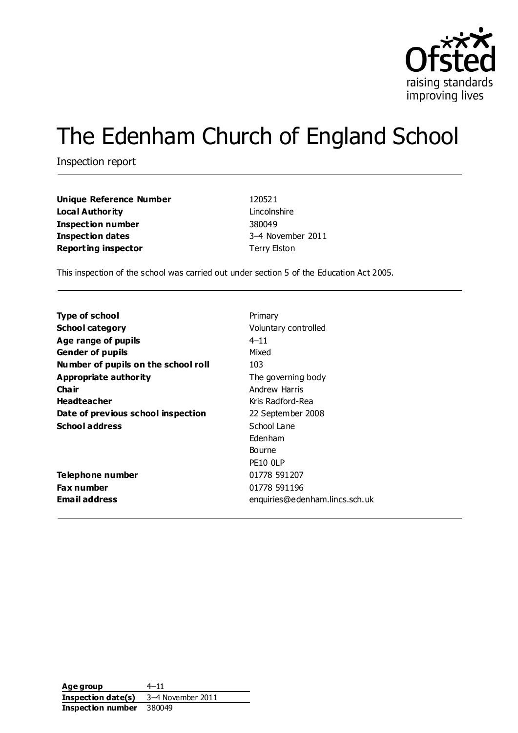Ofsted
raising standards
improving lives

# The Edenham Church of England School

Inspection report

| | |
|---|---|
| **Unique Reference Number** | 120521 |
| **Local Authority** | Lincolnshire |
| **Inspection number** | 380049 |
| **Inspection dates** | 3–4 November 2011 |
| **Reporting inspector** | Terry Elston |

This inspection of the school was carried out under section 5 of the Education Act 2005.

| | |
|---|---|
| **Type of school** | Primary |
| **School category** | Voluntary controlled |
| **Age range of pupils** | 4–11 |
| **Gender of pupils** | Mixed |
| **Number of pupils on the school roll** | 103 |
| **Appropriate authority** | The governing body |
| **Chair** | Andrew Harris |
| **Headteacher** | Kris Radford-Rea |
| **Date of previous school inspection** | 22 September 2008 |
| **School address** | School Lane<br>Edenham<br>Bourne<br>PE10 0LP |
| **Telephone number** | 01778 591207 |
| **Fax number** | 01778 591196 |
| **Email address** | enquiries@edenham.lincs.sch.uk |

| | |
|---|---|
| **Age group** | 4–11 |
| **Inspection date(s)** | 3–4 November 2011 |
| **Inspection number** | 380049 |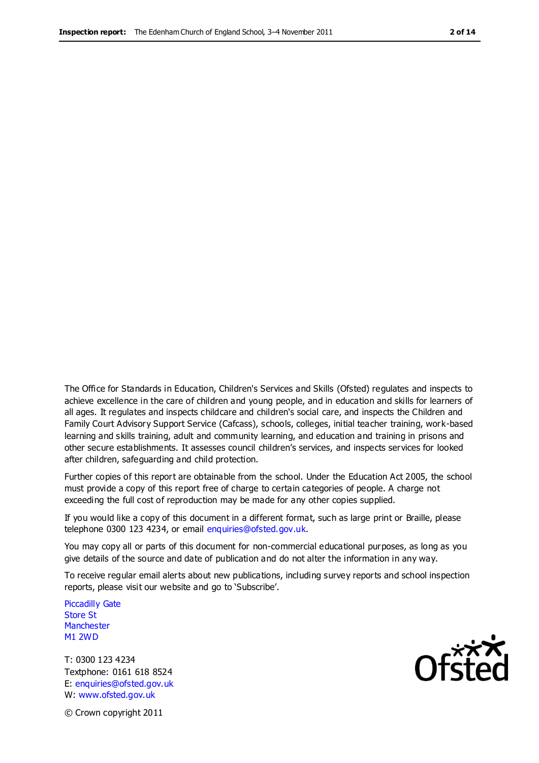The Office for Standards in Education, Children's Services and Skills (Ofsted) regulates and inspects to achieve excellence in the care of children and young people, and in education and skills for learners of all ages. It regulates and inspects childcare and children's social care, and inspects the Children and Family Court Advisory Support Service (Cafcass), schools, colleges, initial teacher training, work-based learning and skills training, adult and community learning, and education and training in prisons and other secure establishments. It assesses council children's services, and inspects services for looked after children, safeguarding and child protection.

Further copies of this report are obtainable from the school. Under the Education Act 2005, the school must provide a copy of this report free of charge to certain categories of people. A charge not exceeding the full cost of reproduction may be made for any other copies supplied.

If you would like a copy of this document in a different format, such as large print or Braille, please telephone 0300 123 4234, or email enquiries@ofsted.gov.uk.

You may copy all or parts of this document for non-commercial educational purposes, as long as you give details of the source and date of publication and do not alter the information in any way.

To receive regular email alerts about new publications, including survey reports and school inspection reports, please visit our website and go to 'Subscribe'.

Piccadilly Gate
Store St
Manchester
M1 2WD

T: 0300 123 4234
Textphone: 0161 618 8524
E: enquiries@ofsted.gov.uk
W: www.ofsted.gov.uk

© Crown copyright 2011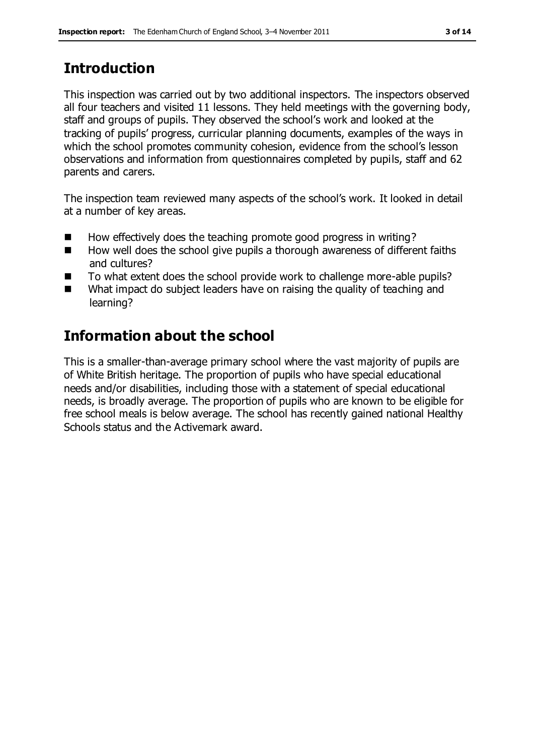## Introduction

This inspection was carried out by two additional inspectors. The inspectors observed all four teachers and visited 11 lessons. They held meetings with the governing body, staff and groups of pupils. They observed the school's work and looked at the tracking of pupils' progress, curricular planning documents, examples of the ways in which the school promotes community cohesion, evidence from the school's lesson observations and information from questionnaires completed by pupils, staff and 62 parents and carers.

The inspection team reviewed many aspects of the school's work. It looked in detail at a number of key areas.

- How effectively does the teaching promote good progress in writing?
- How well does the school give pupils a thorough awareness of different faiths and cultures?
- To what extent does the school provide work to challenge more-able pupils?
- What impact do subject leaders have on raising the quality of teaching and learning?

## Information about the school

This is a smaller-than-average primary school where the vast majority of pupils are of White British heritage. The proportion of pupils who have special educational needs and/or disabilities, including those with a statement of special educational needs, is broadly average. The proportion of pupils who are known to be eligible for free school meals is below average. The school has recently gained national Healthy Schools status and the Activemark award.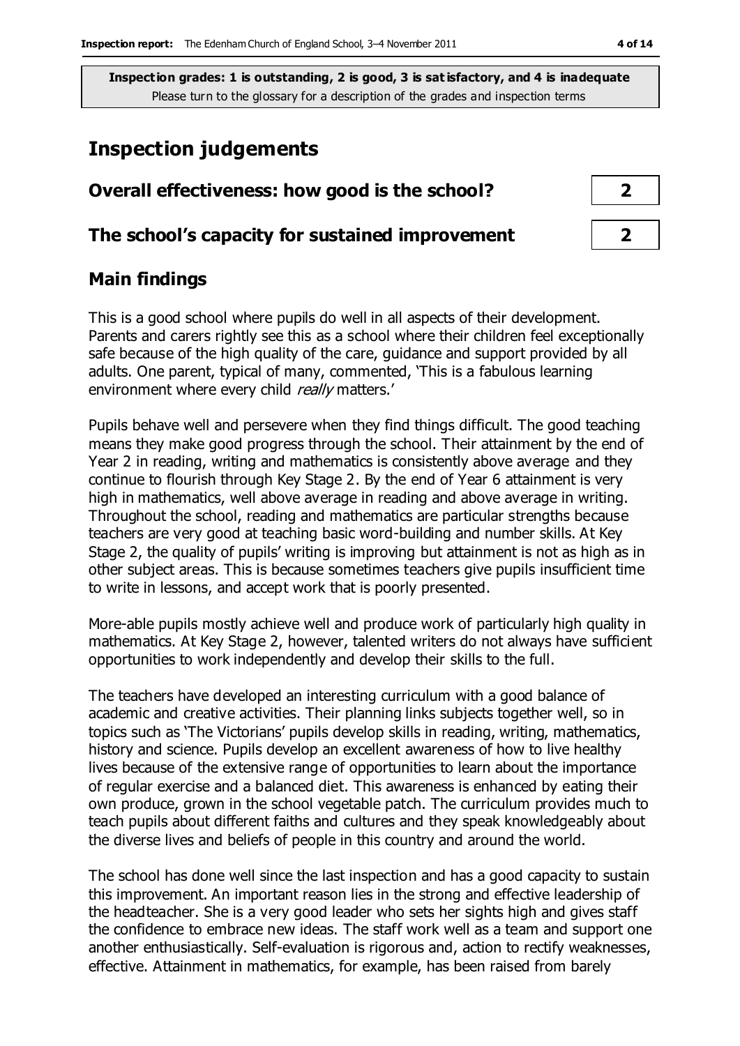**Inspection grades: 1 is outstanding, 2 is good, 3 is satisfactory, and 4 is inadequate**
Please turn to the glossary for a description of the grades and inspection terms

# Inspection judgements

| | |
|---|---|
| **Overall effectiveness: how good is the school?** | **2** |
| **The school's capacity for sustained improvement** | **2** |

## Main findings

This is a good school where pupils do well in all aspects of their development. Parents and carers rightly see this as a school where their children feel exceptionally safe because of the high quality of the care, guidance and support provided by all adults. One parent, typical of many, commented, 'This is a fabulous learning environment where every child *really* matters.'

Pupils behave well and persevere when they find things difficult. The good teaching means they make good progress through the school. Their attainment by the end of Year 2 in reading, writing and mathematics is consistently above average and they continue to flourish through Key Stage 2. By the end of Year 6 attainment is very high in mathematics, well above average in reading and above average in writing. Throughout the school, reading and mathematics are particular strengths because teachers are very good at teaching basic word-building and number skills. At Key Stage 2, the quality of pupils' writing is improving but attainment is not as high as in other subject areas. This is because sometimes teachers give pupils insufficient time to write in lessons, and accept work that is poorly presented.

More-able pupils mostly achieve well and produce work of particularly high quality in mathematics. At Key Stage 2, however, talented writers do not always have sufficient opportunities to work independently and develop their skills to the full.

The teachers have developed an interesting curriculum with a good balance of academic and creative activities. Their planning links subjects together well, so in topics such as 'The Victorians' pupils develop skills in reading, writing, mathematics, history and science. Pupils develop an excellent awareness of how to live healthy lives because of the extensive range of opportunities to learn about the importance of regular exercise and a balanced diet. This awareness is enhanced by eating their own produce, grown in the school vegetable patch. The curriculum provides much to teach pupils about different faiths and cultures and they speak knowledgeably about the diverse lives and beliefs of people in this country and around the world.

The school has done well since the last inspection and has a good capacity to sustain this improvement. An important reason lies in the strong and effective leadership of the headteacher. She is a very good leader who sets her sights high and gives staff the confidence to embrace new ideas. The staff work well as a team and support one another enthusiastically. Self-evaluation is rigorous and, action to rectify weaknesses, effective. Attainment in mathematics, for example, has been raised from barely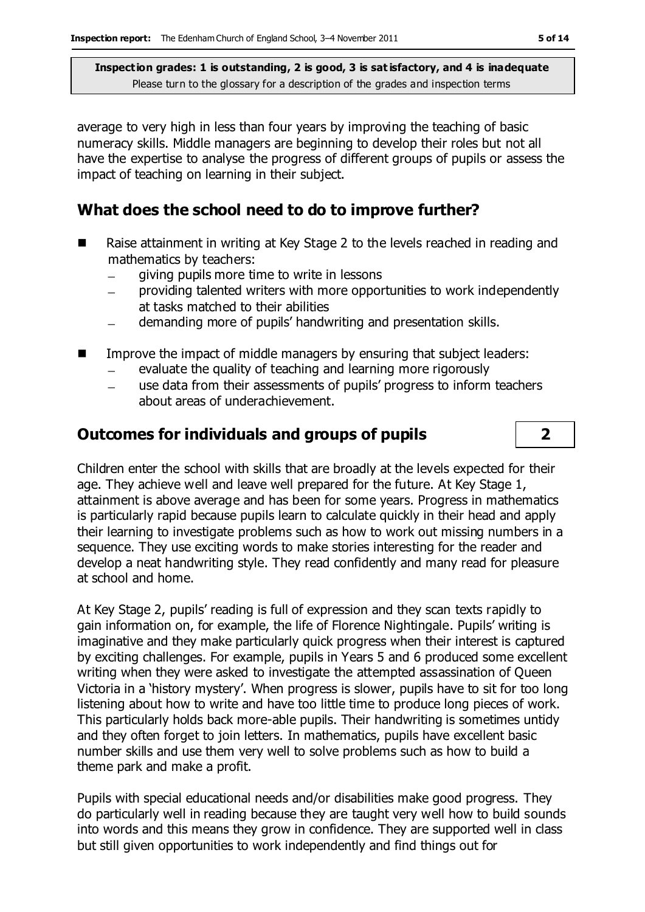average to very high in less than four years by improving the teaching of basic numeracy skills. Middle managers are beginning to develop their roles but not all have the expertise to analyse the progress of different groups of pupils or assess the impact of teaching on learning in their subject.

## What does the school need to do to improve further?

- Raise attainment in writing at Key Stage 2 to the levels reached in reading and mathematics by teachers:
  - giving pupils more time to write in lessons
  - providing talented writers with more opportunities to work independently at tasks matched to their abilities
  - demanding more of pupils' handwriting and presentation skills.
- Improve the impact of middle managers by ensuring that subject leaders:
  - evaluate the quality of teaching and learning more rigorously
  - use data from their assessments of pupils' progress to inform teachers about areas of underachievement.

## Outcomes for individuals and groups of pupils — 2

Children enter the school with skills that are broadly at the levels expected for their age. They achieve well and leave well prepared for the future. At Key Stage 1, attainment is above average and has been for some years. Progress in mathematics is particularly rapid because pupils learn to calculate quickly in their head and apply their learning to investigate problems such as how to work out missing numbers in a sequence. They use exciting words to make stories interesting for the reader and develop a neat handwriting style. They read confidently and many read for pleasure at school and home.

At Key Stage 2, pupils' reading is full of expression and they scan texts rapidly to gain information on, for example, the life of Florence Nightingale. Pupils' writing is imaginative and they make particularly quick progress when their interest is captured by exciting challenges. For example, pupils in Years 5 and 6 produced some excellent writing when they were asked to investigate the attempted assassination of Queen Victoria in a 'history mystery'. When progress is slower, pupils have to sit for too long listening about how to write and have too little time to produce long pieces of work. This particularly holds back more-able pupils. Their handwriting is sometimes untidy and they often forget to join letters. In mathematics, pupils have excellent basic number skills and use them very well to solve problems such as how to build a theme park and make a profit.

Pupils with special educational needs and/or disabilities make good progress. They do particularly well in reading because they are taught very well how to build sounds into words and this means they grow in confidence. They are supported well in class but still given opportunities to work independently and find things out for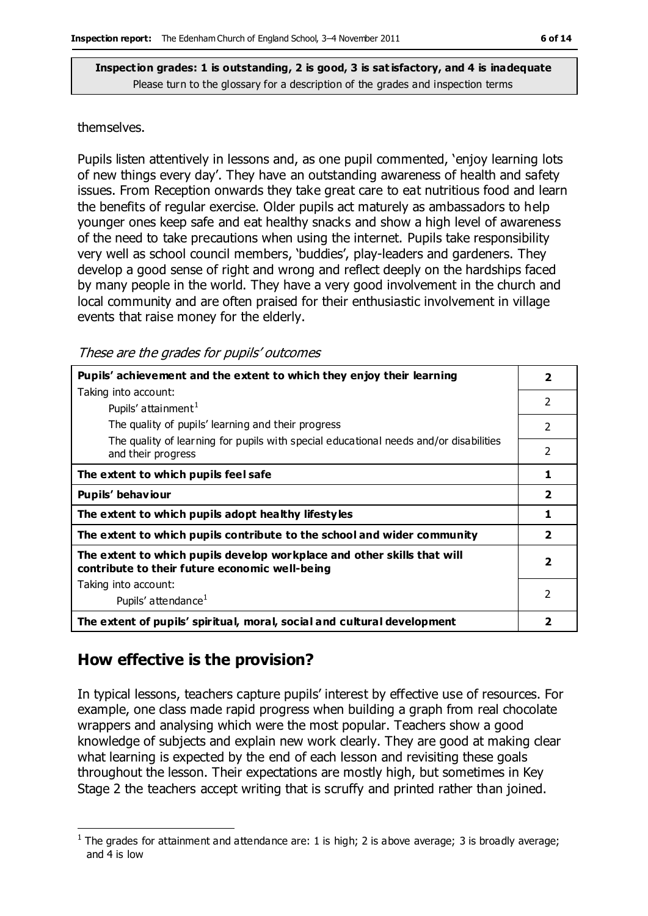**Inspection grades: 1 is outstanding, 2 is good, 3 is satisfactory, and 4 is inadequate**
Please turn to the glossary for a description of the grades and inspection terms

themselves.

Pupils listen attentively in lessons and, as one pupil commented, 'enjoy learning lots of new things every day'. They have an outstanding awareness of health and safety issues. From Reception onwards they take great care to eat nutritious food and learn the benefits of regular exercise. Older pupils act maturely as ambassadors to help younger ones keep safe and eat healthy snacks and show a high level of awareness of the need to take precautions when using the internet. Pupils take responsibility very well as school council members, 'buddies', play-leaders and gardeners. They develop a good sense of right and wrong and reflect deeply on the hardships faced by many people in the world. They have a very good involvement in the church and local community and are often praised for their enthusiastic involvement in village events that raise money for the elderly.

*These are the grades for pupils' outcomes*

| | |
|---|---|
| **Pupils' achievement and the extent to which they enjoy their learning** | **2** |
| Taking into account: Pupils' attainment[1] | 2 |
| The quality of pupils' learning and their progress | 2 |
| The quality of learning for pupils with special educational needs and/or disabilities and their progress | 2 |
| **The extent to which pupils feel safe** | **1** |
| **Pupils' behaviour** | **2** |
| **The extent to which pupils adopt healthy lifestyles** | **1** |
| **The extent to which pupils contribute to the school and wider community** | **2** |
| **The extent to which pupils develop workplace and other skills that will contribute to their future economic well-being** | **2** |
| Taking into account: Pupils' attendance[1] | 2 |
| **The extent of pupils' spiritual, moral, social and cultural development** | **2** |

## How effective is the provision?

In typical lessons, teachers capture pupils' interest by effective use of resources. For example, one class made rapid progress when building a graph from real chocolate wrappers and analysing which were the most popular. Teachers show a good knowledge of subjects and explain new work clearly. They are good at making clear what learning is expected by the end of each lesson and revisiting these goals throughout the lesson. Their expectations are mostly high, but sometimes in Key Stage 2 the teachers accept writing that is scruffy and printed rather than joined.

[1] The grades for attainment and attendance are: 1 is high; 2 is above average; 3 is broadly average; and 4 is low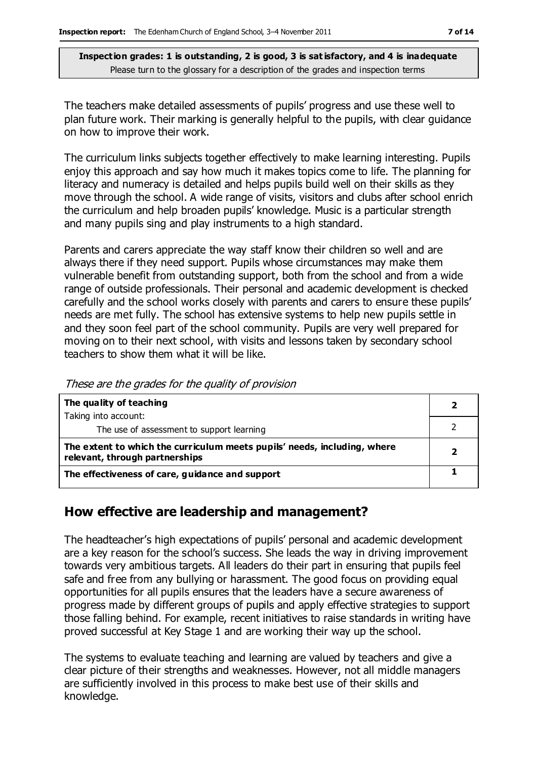**Inspection grades: 1 is outstanding, 2 is good, 3 is satisfactory, and 4 is inadequate**
Please turn to the glossary for a description of the grades and inspection terms

The teachers make detailed assessments of pupils' progress and use these well to plan future work. Their marking is generally helpful to the pupils, with clear guidance on how to improve their work.

The curriculum links subjects together effectively to make learning interesting. Pupils enjoy this approach and say how much it makes topics come to life. The planning for literacy and numeracy is detailed and helps pupils build well on their skills as they move through the school. A wide range of visits, visitors and clubs after school enrich the curriculum and help broaden pupils' knowledge. Music is a particular strength and many pupils sing and play instruments to a high standard.

Parents and carers appreciate the way staff know their children so well and are always there if they need support. Pupils whose circumstances may make them vulnerable benefit from outstanding support, both from the school and from a wide range of outside professionals. Their personal and academic development is checked carefully and the school works closely with parents and carers to ensure these pupils' needs are met fully. The school has extensive systems to help new pupils settle in and they soon feel part of the school community. Pupils are very well prepared for moving on to their next school, with visits and lessons taken by secondary school teachers to show them what it will be like.

*These are the grades for the quality of provision*

| | |
|---|---|
| **The quality of teaching** | **2** |
| Taking into account: The use of assessment to support learning | 2 |
| **The extent to which the curriculum meets pupils' needs, including, where relevant, through partnerships** | **2** |
| **The effectiveness of care, guidance and support** | **1** |

## How effective are leadership and management?

The headteacher's high expectations of pupils' personal and academic development are a key reason for the school's success. She leads the way in driving improvement towards very ambitious targets. All leaders do their part in ensuring that pupils feel safe and free from any bullying or harassment. The good focus on providing equal opportunities for all pupils ensures that the leaders have a secure awareness of progress made by different groups of pupils and apply effective strategies to support those falling behind. For example, recent initiatives to raise standards in writing have proved successful at Key Stage 1 and are working their way up the school.

The systems to evaluate teaching and learning are valued by teachers and give a clear picture of their strengths and weaknesses. However, not all middle managers are sufficiently involved in this process to make best use of their skills and knowledge.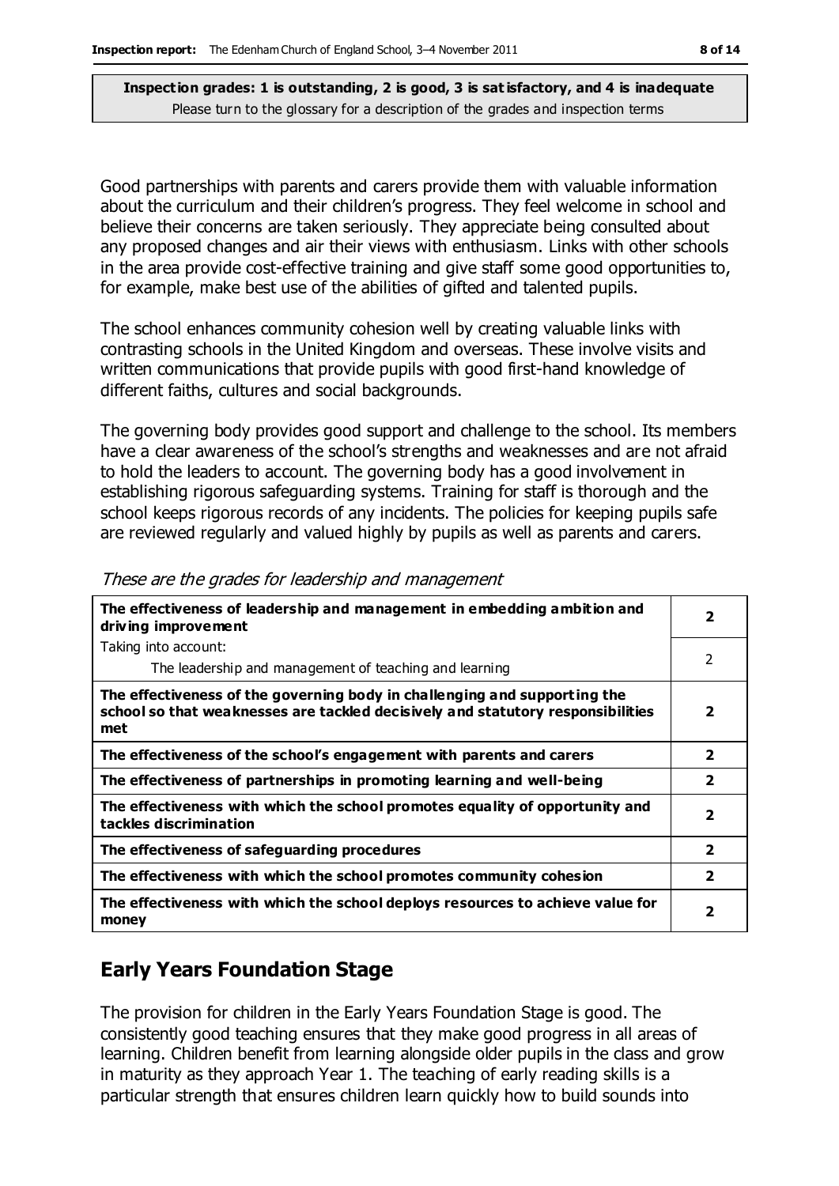**Inspection grades: 1 is outstanding, 2 is good, 3 is satisfactory, and 4 is inadequate**
Please turn to the glossary for a description of the grades and inspection terms

Good partnerships with parents and carers provide them with valuable information about the curriculum and their children's progress. They feel welcome in school and believe their concerns are taken seriously. They appreciate being consulted about any proposed changes and air their views with enthusiasm. Links with other schools in the area provide cost-effective training and give staff some good opportunities to, for example, make best use of the abilities of gifted and talented pupils.

The school enhances community cohesion well by creating valuable links with contrasting schools in the United Kingdom and overseas. These involve visits and written communications that provide pupils with good first-hand knowledge of different faiths, cultures and social backgrounds.

The governing body provides good support and challenge to the school. Its members have a clear awareness of the school's strengths and weaknesses and are not afraid to hold the leaders to account. The governing body has a good involvement in establishing rigorous safeguarding systems. Training for staff is thorough and the school keeps rigorous records of any incidents. The policies for keeping pupils safe are reviewed regularly and valued highly by pupils as well as parents and carers.

*These are the grades for leadership and management*

| | |
|---|---|
| **The effectiveness of leadership and management in embedding ambition and driving improvement** | **2** |
| Taking into account:<br>The leadership and management of teaching and learning | 2 |
| **The effectiveness of the governing body in challenging and supporting the school so that weaknesses are tackled decisively and statutory responsibilities met** | **2** |
| **The effectiveness of the school's engagement with parents and carers** | **2** |
| **The effectiveness of partnerships in promoting learning and well-being** | **2** |
| **The effectiveness with which the school promotes equality of opportunity and tackles discrimination** | **2** |
| **The effectiveness of safeguarding procedures** | **2** |
| **The effectiveness with which the school promotes community cohesion** | **2** |
| **The effectiveness with which the school deploys resources to achieve value for money** | **2** |

## Early Years Foundation Stage

The provision for children in the Early Years Foundation Stage is good. The consistently good teaching ensures that they make good progress in all areas of learning. Children benefit from learning alongside older pupils in the class and grow in maturity as they approach Year 1. The teaching of early reading skills is a particular strength that ensures children learn quickly how to build sounds into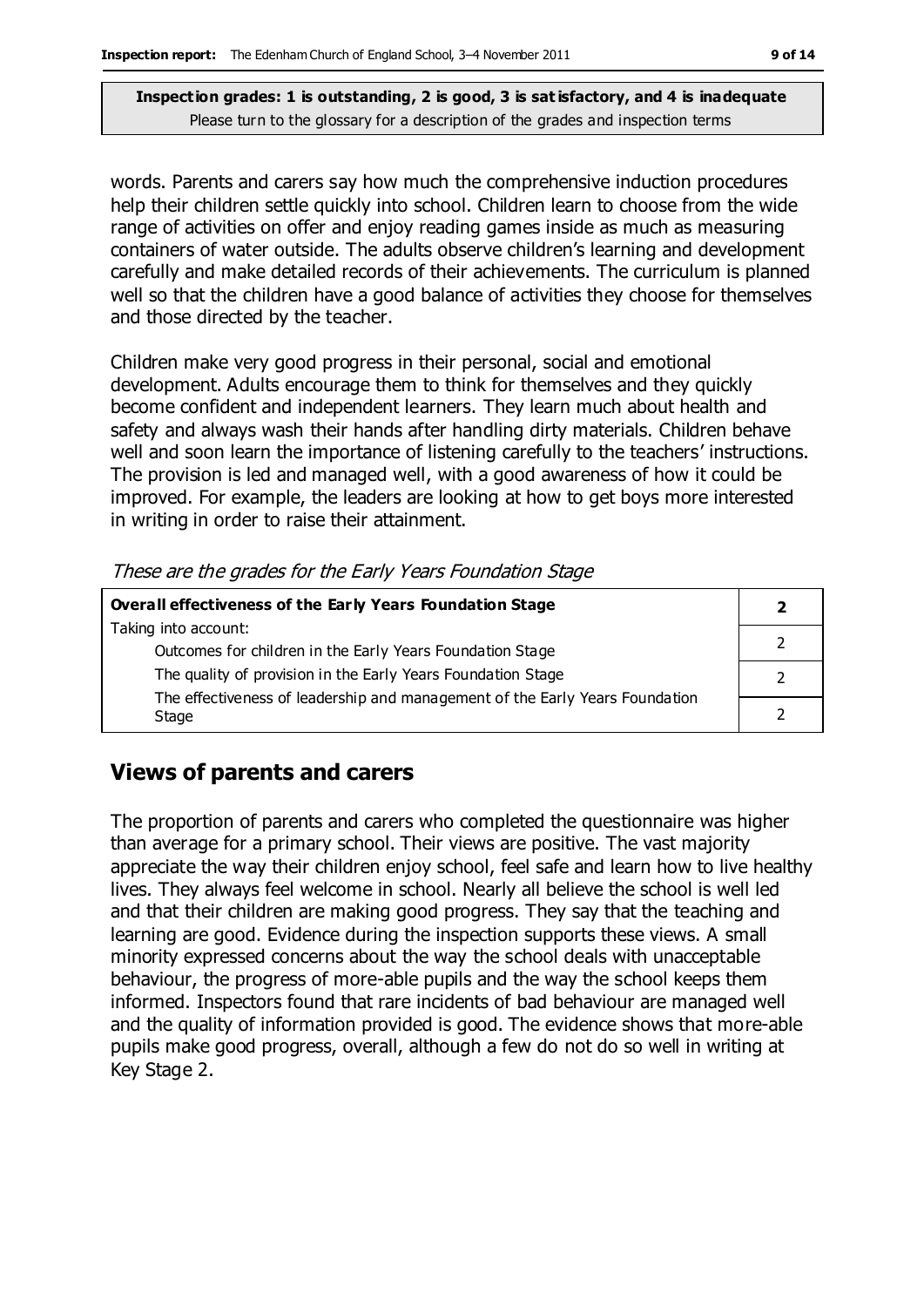words. Parents and carers say how much the comprehensive induction procedures help their children settle quickly into school. Children learn to choose from the wide range of activities on offer and enjoy reading games inside as much as measuring containers of water outside. The adults observe children's learning and development carefully and make detailed records of their achievements. The curriculum is planned well so that the children have a good balance of activities they choose for themselves and those directed by the teacher.

Children make very good progress in their personal, social and emotional development. Adults encourage them to think for themselves and they quickly become confident and independent learners. They learn much about health and safety and always wash their hands after handling dirty materials. Children behave well and soon learn the importance of listening carefully to the teachers' instructions. The provision is led and managed well, with a good awareness of how it could be improved. For example, the leaders are looking at how to get boys more interested in writing in order to raise their attainment.

*These are the grades for the Early Years Foundation Stage*

| **Overall effectiveness of the Early Years Foundation Stage** | **2** |
|---|---|
| Taking into account: Outcomes for children in the Early Years Foundation Stage | 2 |
| The quality of provision in the Early Years Foundation Stage | 2 |
| The effectiveness of leadership and management of the Early Years Foundation Stage | 2 |

## Views of parents and carers

The proportion of parents and carers who completed the questionnaire was higher than average for a primary school. Their views are positive. The vast majority appreciate the way their children enjoy school, feel safe and learn how to live healthy lives. They always feel welcome in school. Nearly all believe the school is well led and that their children are making good progress. They say that the teaching and learning are good. Evidence during the inspection supports these views. A small minority expressed concerns about the way the school deals with unacceptable behaviour, the progress of more-able pupils and the way the school keeps them informed. Inspectors found that rare incidents of bad behaviour are managed well and the quality of information provided is good. The evidence shows that more-able pupils make good progress, overall, although a few do not do so well in writing at Key Stage 2.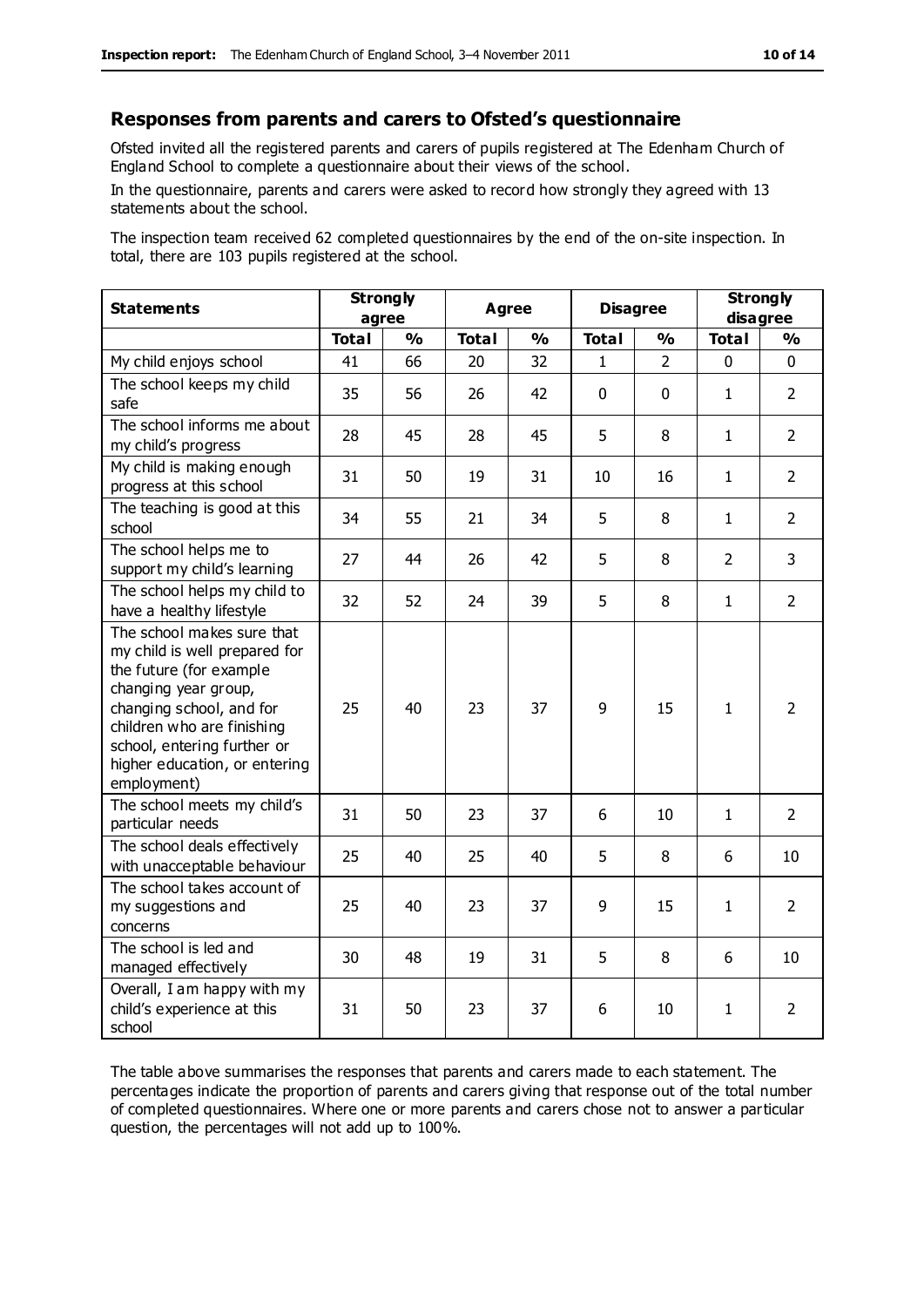## Responses from parents and carers to Ofsted's questionnaire

Ofsted invited all the registered parents and carers of pupils registered at The Edenham Church of England School to complete a questionnaire about their views of the school.

In the questionnaire, parents and carers were asked to record how strongly they agreed with 13 statements about the school.

The inspection team received 62 completed questionnaires by the end of the on-site inspection. In total, there are 103 pupils registered at the school.

| Statements | Strongly agree | | Agree | | Disagree | | Strongly disagree | |
|---|---|---|---|---|---|---|---|---|
| | Total | % | Total | % | Total | % | Total | % |
| My child enjoys school | 41 | 66 | 20 | 32 | 1 | 2 | 0 | 0 |
| The school keeps my child safe | 35 | 56 | 26 | 42 | 0 | 0 | 1 | 2 |
| The school informs me about my child's progress | 28 | 45 | 28 | 45 | 5 | 8 | 1 | 2 |
| My child is making enough progress at this school | 31 | 50 | 19 | 31 | 10 | 16 | 1 | 2 |
| The teaching is good at this school | 34 | 55 | 21 | 34 | 5 | 8 | 1 | 2 |
| The school helps me to support my child's learning | 27 | 44 | 26 | 42 | 5 | 8 | 2 | 3 |
| The school helps my child to have a healthy lifestyle | 32 | 52 | 24 | 39 | 5 | 8 | 1 | 2 |
| The school makes sure that my child is well prepared for the future (for example changing year group, changing school, and for children who are finishing school, entering further or higher education, or entering employment) | 25 | 40 | 23 | 37 | 9 | 15 | 1 | 2 |
| The school meets my child's particular needs | 31 | 50 | 23 | 37 | 6 | 10 | 1 | 2 |
| The school deals effectively with unacceptable behaviour | 25 | 40 | 25 | 40 | 5 | 8 | 6 | 10 |
| The school takes account of my suggestions and concerns | 25 | 40 | 23 | 37 | 9 | 15 | 1 | 2 |
| The school is led and managed effectively | 30 | 48 | 19 | 31 | 5 | 8 | 6 | 10 |
| Overall, I am happy with my child's experience at this school | 31 | 50 | 23 | 37 | 6 | 10 | 1 | 2 |

The table above summarises the responses that parents and carers made to each statement. The percentages indicate the proportion of parents and carers giving that response out of the total number of completed questionnaires. Where one or more parents and carers chose not to answer a particular question, the percentages will not add up to 100%.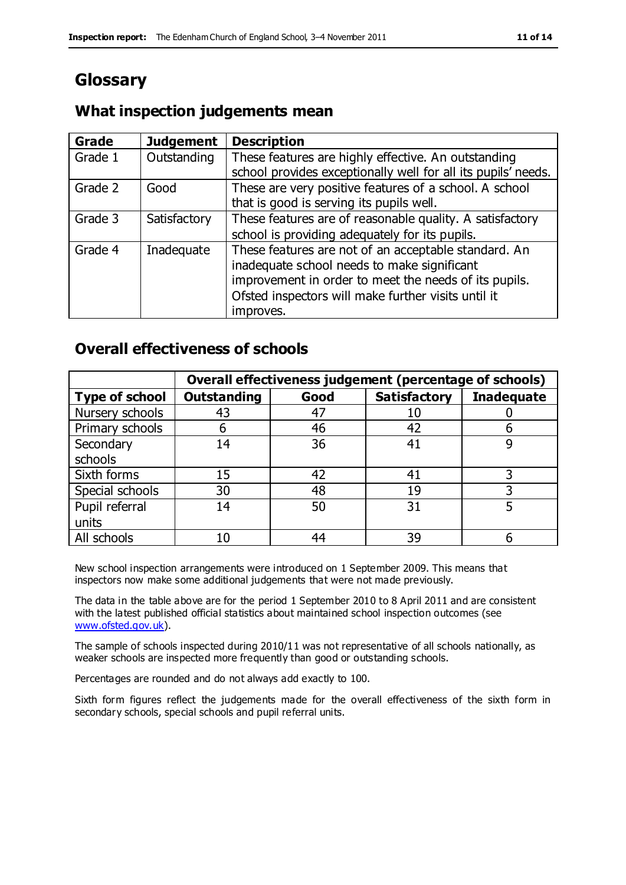# Glossary

## What inspection judgements mean

| Grade | Judgement | Description |
|---|---|---|
| Grade 1 | Outstanding | These features are highly effective. An outstanding school provides exceptionally well for all its pupils' needs. |
| Grade 2 | Good | These are very positive features of a school. A school that is good is serving its pupils well. |
| Grade 3 | Satisfactory | These features are of reasonable quality. A satisfactory school is providing adequately for its pupils. |
| Grade 4 | Inadequate | These features are not of an acceptable standard. An inadequate school needs to make significant improvement in order to meet the needs of its pupils. Ofsted inspectors will make further visits until it improves. |

## Overall effectiveness of schools

| | Overall effectiveness judgement (percentage of schools) | | | |
|---|---|---|---|---|
| **Type of school** | **Outstanding** | **Good** | **Satisfactory** | **Inadequate** |
| Nursery schools | 43 | 47 | 10 | 0 |
| Primary schools | 6 | 46 | 42 | 6 |
| Secondary schools | 14 | 36 | 41 | 9 |
| Sixth forms | 15 | 42 | 41 | 3 |
| Special schools | 30 | 48 | 19 | 3 |
| Pupil referral units | 14 | 50 | 31 | 5 |
| All schools | 10 | 44 | 39 | 6 |

New school inspection arrangements were introduced on 1 September 2009. This means that inspectors now make some additional judgements that were not made previously.

The data in the table above are for the period 1 September 2010 to 8 April 2011 and are consistent with the latest published official statistics about maintained school inspection outcomes (see www.ofsted.gov.uk).

The sample of schools inspected during 2010/11 was not representative of all schools nationally, as weaker schools are inspected more frequently than good or outstanding schools.

Percentages are rounded and do not always add exactly to 100.

Sixth form figures reflect the judgements made for the overall effectiveness of the sixth form in secondary schools, special schools and pupil referral units.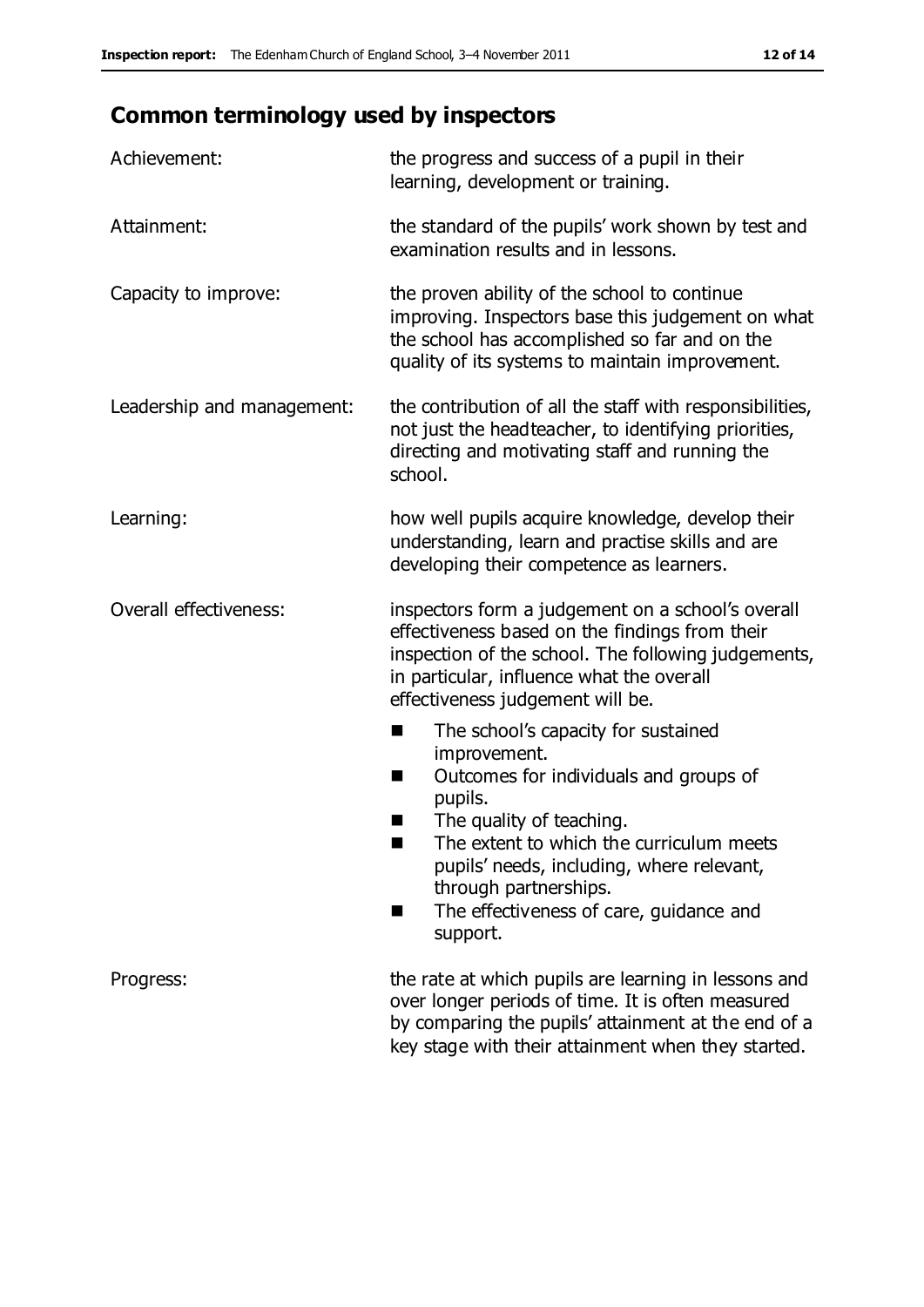## Common terminology used by inspectors

| | |
|---|---|
| Achievement: | the progress and success of a pupil in their learning, development or training. |
| Attainment: | the standard of the pupils' work shown by test and examination results and in lessons. |
| Capacity to improve: | the proven ability of the school to continue improving. Inspectors base this judgement on what the school has accomplished so far and on the quality of its systems to maintain improvement. |
| Leadership and management: | the contribution of all the staff with responsibilities, not just the headteacher, to identifying priorities, directing and motivating staff and running the school. |
| Learning: | how well pupils acquire knowledge, develop their understanding, learn and practise skills and are developing their competence as learners. |
| Overall effectiveness: | inspectors form a judgement on a school's overall effectiveness based on the findings from their inspection of the school. The following judgements, in particular, influence what the overall effectiveness judgement will be. <br>■ The school's capacity for sustained improvement. <br>■ Outcomes for individuals and groups of pupils. <br>■ The quality of teaching. <br>■ The extent to which the curriculum meets pupils' needs, including, where relevant, through partnerships. <br>■ The effectiveness of care, guidance and support. |
| Progress: | the rate at which pupils are learning in lessons and over longer periods of time. It is often measured by comparing the pupils' attainment at the end of a key stage with their attainment when they started. |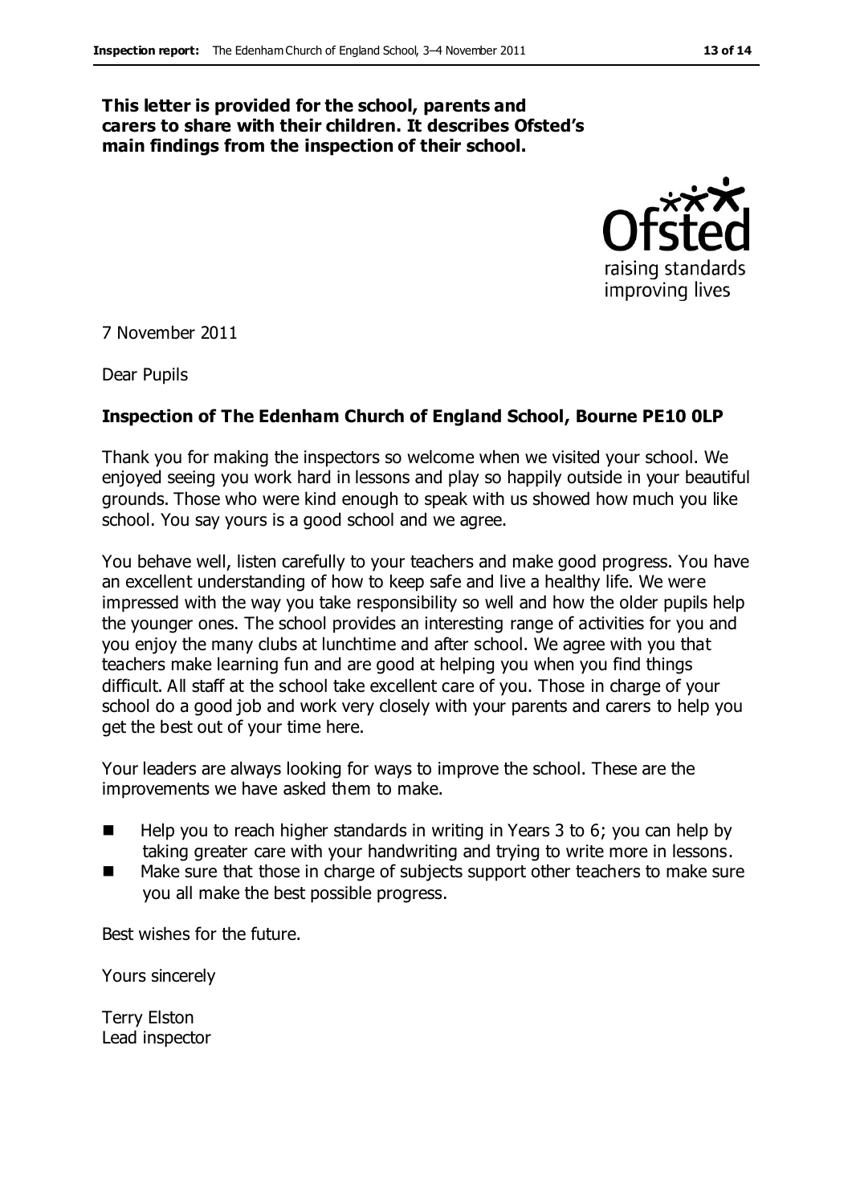**This letter is provided for the school, parents and carers to share with their children. It describes Ofsted's main findings from the inspection of their school.**

7 November 2011

Dear Pupils

**Inspection of The Edenham Church of England School, Bourne PE10 0LP**

Thank you for making the inspectors so welcome when we visited your school. We enjoyed seeing you work hard in lessons and play so happily outside in your beautiful grounds. Those who were kind enough to speak with us showed how much you like school. You say yours is a good school and we agree.

You behave well, listen carefully to your teachers and make good progress. You have an excellent understanding of how to keep safe and live a healthy life. We were impressed with the way you take responsibility so well and how the older pupils help the younger ones. The school provides an interesting range of activities for you and you enjoy the many clubs at lunchtime and after school. We agree with you that teachers make learning fun and are good at helping you when you find things difficult. All staff at the school take excellent care of you. Those in charge of your school do a good job and work very closely with your parents and carers to help you get the best out of your time here.

Your leaders are always looking for ways to improve the school. These are the improvements we have asked them to make.

- Help you to reach higher standards in writing in Years 3 to 6; you can help by taking greater care with your handwriting and trying to write more in lessons.
- Make sure that those in charge of subjects support other teachers to make sure you all make the best possible progress.

Best wishes for the future.

Yours sincerely

Terry Elston
Lead inspector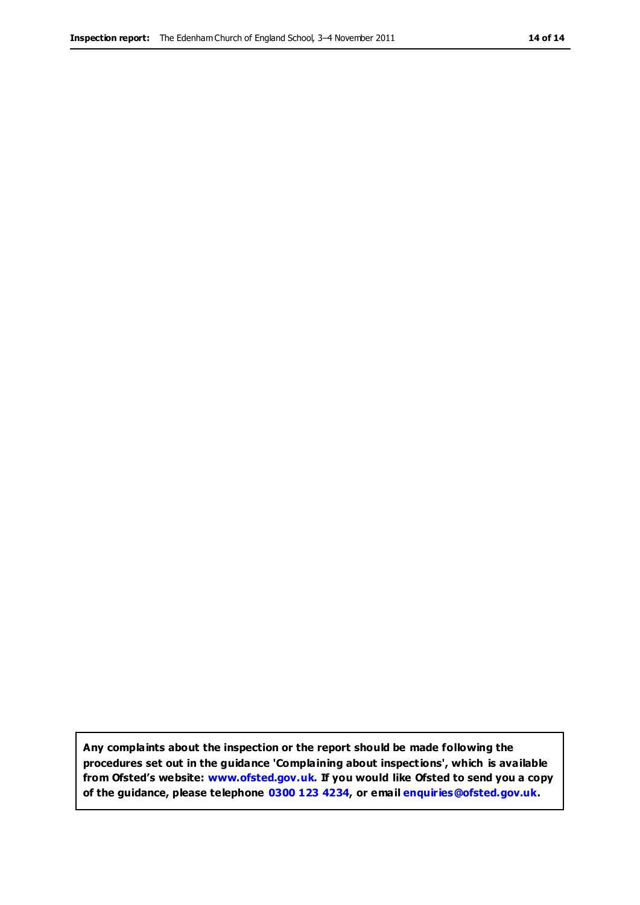**Any complaints about the inspection or the report should be made following the procedures set out in the guidance 'Complaining about inspections', which is available from Ofsted's website: www.ofsted.gov.uk. If you would like Ofsted to send you a copy of the guidance, please telephone 0300 123 4234, or email enquiries@ofsted.gov.uk.**